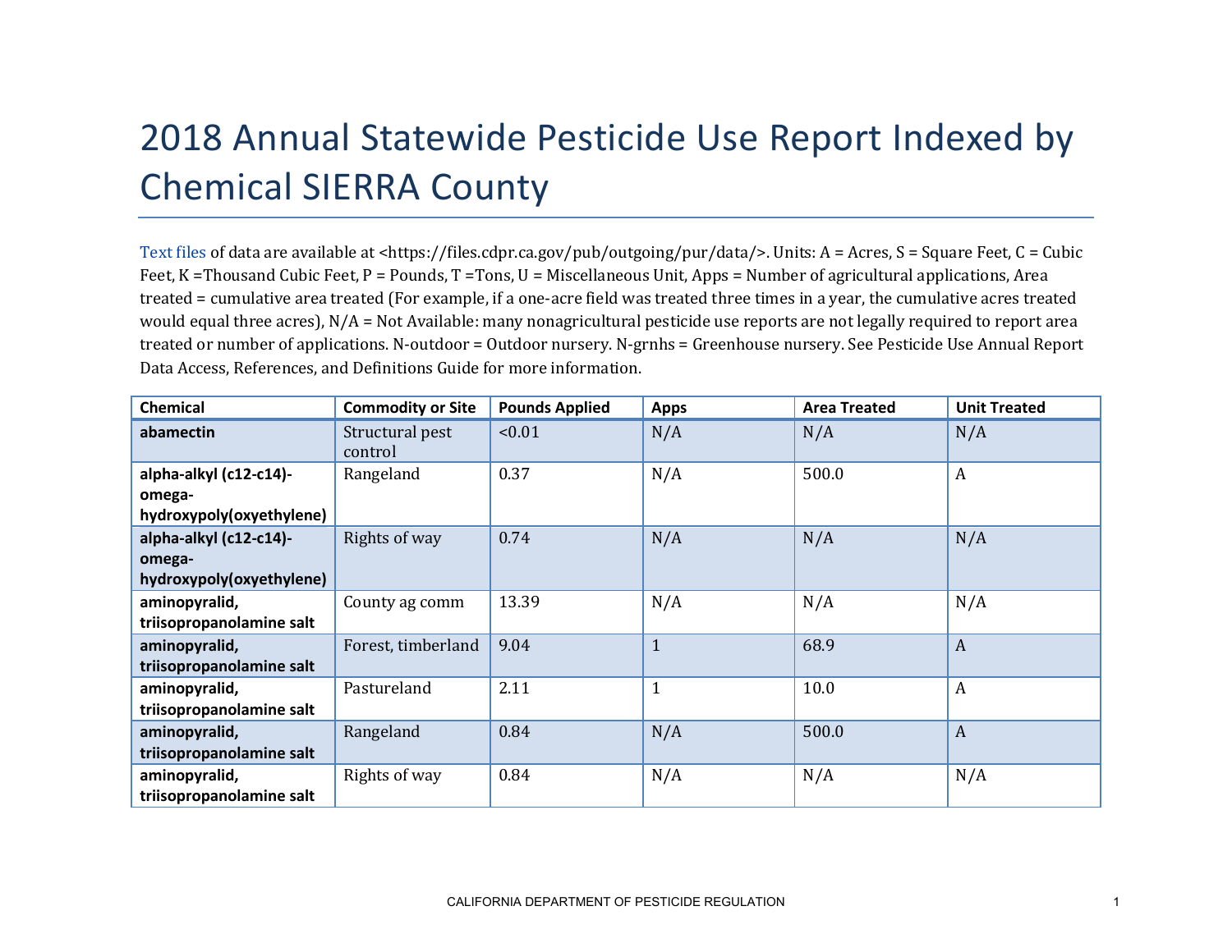# 2018 Annual Statewide Pesticide Use Report Indexed by Chemical SIERRA County

Text files of data are available at <https://files.cdpr.ca.gov/pub/outgoing/pur/data/>. Units: A = Acres, S = Square Feet, C = Cubic Feet, K =Thousand Cubic Feet, P = Pounds, T =Tons, U = Miscellaneous Unit, Apps = Number of agricultural applications, Area treated = cumulative area treated (For example, if a one-acre field was treated three times in a year, the cumulative acres treated would equal three acres), N/A = Not Available: many nonagricultural pesticide use reports are not legally required to report area treated or number of applications. N-outdoor = Outdoor nursery. N-grnhs = Greenhouse nursery. See Pesticide Use Annual Report Data Access, References, and Definitions Guide for more information.

| Chemical | Commodity or Site | Pounds Applied | Apps | Area Treated | Unit Treated |
|---|---|---|---|---|---|
| **abamectin** | Structural pest control | <0.01 | N/A | N/A | N/A |
| **alpha-alkyl (c12-c14)-omega-hydroxypoly(oxyethylene)** | Rangeland | 0.37 | N/A | 500.0 | A |
| **alpha-alkyl (c12-c14)-omega-hydroxypoly(oxyethylene)** | Rights of way | 0.74 | N/A | N/A | N/A |
| **aminopyralid, triisopropanolamine salt** | County ag comm | 13.39 | N/A | N/A | N/A |
| **aminopyralid, triisopropanolamine salt** | Forest, timberland | 9.04 | 1 | 68.9 | A |
| **aminopyralid, triisopropanolamine salt** | Pastureland | 2.11 | 1 | 10.0 | A |
| **aminopyralid, triisopropanolamine salt** | Rangeland | 0.84 | N/A | 500.0 | A |
| **aminopyralid, triisopropanolamine salt** | Rights of way | 0.84 | N/A | N/A | N/A |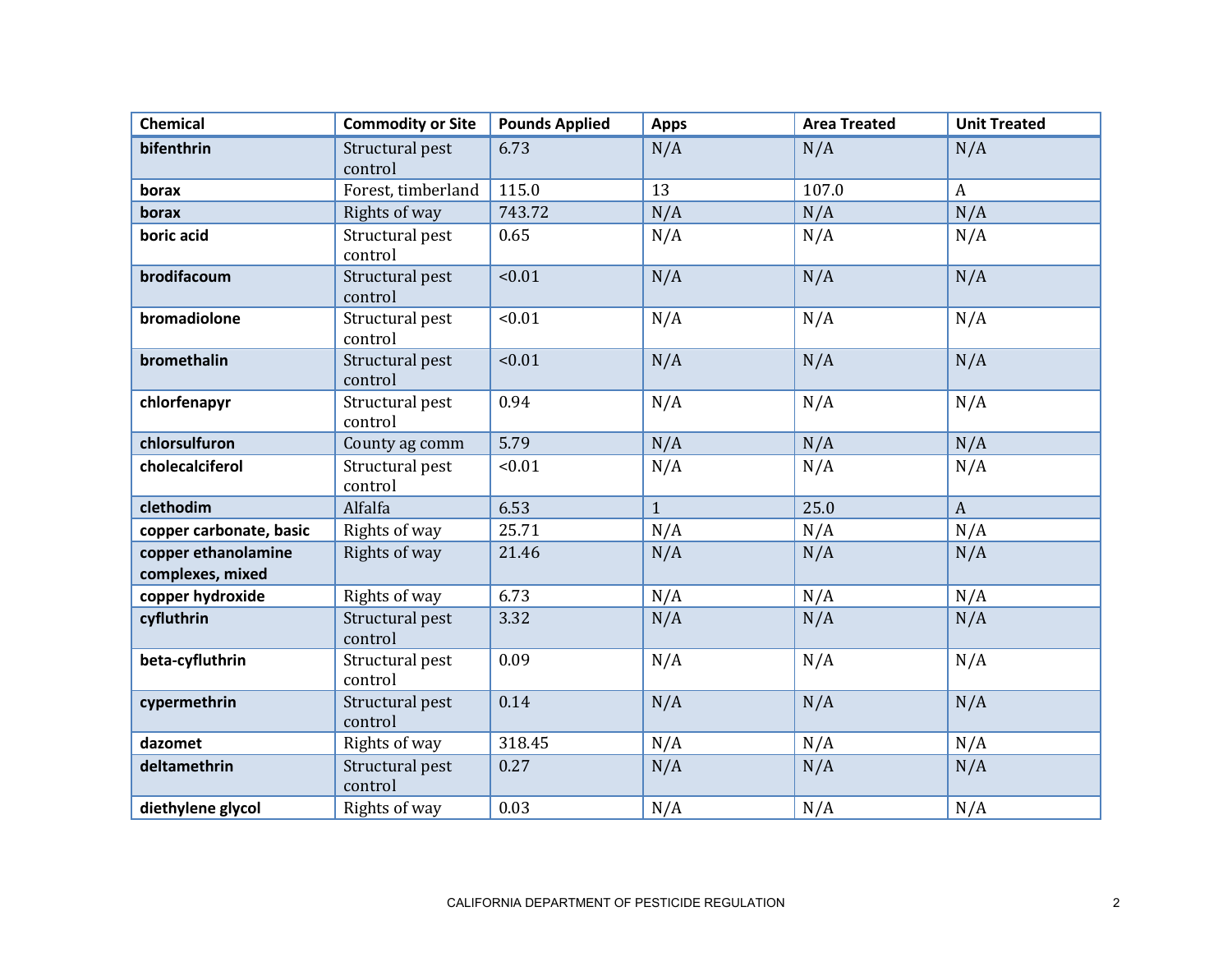| Chemical | Commodity or Site | Pounds Applied | Apps | Area Treated | Unit Treated |
|---|---|---|---|---|---|
| **bifenthrin** | Structural pest control | 6.73 | N/A | N/A | N/A |
| **borax** | Forest, timberland | 115.0 | 13 | 107.0 | A |
| **borax** | Rights of way | 743.72 | N/A | N/A | N/A |
| **boric acid** | Structural pest control | 0.65 | N/A | N/A | N/A |
| **brodifacoum** | Structural pest control | <0.01 | N/A | N/A | N/A |
| **bromadiolone** | Structural pest control | <0.01 | N/A | N/A | N/A |
| **bromethalin** | Structural pest control | <0.01 | N/A | N/A | N/A |
| **chlorfenapyr** | Structural pest control | 0.94 | N/A | N/A | N/A |
| **chlorsulfuron** | County ag comm | 5.79 | N/A | N/A | N/A |
| **cholecalciferol** | Structural pest control | <0.01 | N/A | N/A | N/A |
| **clethodim** | Alfalfa | 6.53 | 1 | 25.0 | A |
| **copper carbonate, basic** | Rights of way | 25.71 | N/A | N/A | N/A |
| **copper ethanolamine complexes, mixed** | Rights of way | 21.46 | N/A | N/A | N/A |
| **copper hydroxide** | Rights of way | 6.73 | N/A | N/A | N/A |
| **cyfluthrin** | Structural pest control | 3.32 | N/A | N/A | N/A |
| **beta-cyfluthrin** | Structural pest control | 0.09 | N/A | N/A | N/A |
| **cypermethrin** | Structural pest control | 0.14 | N/A | N/A | N/A |
| **dazomet** | Rights of way | 318.45 | N/A | N/A | N/A |
| **deltamethrin** | Structural pest control | 0.27 | N/A | N/A | N/A |
| **diethylene glycol** | Rights of way | 0.03 | N/A | N/A | N/A |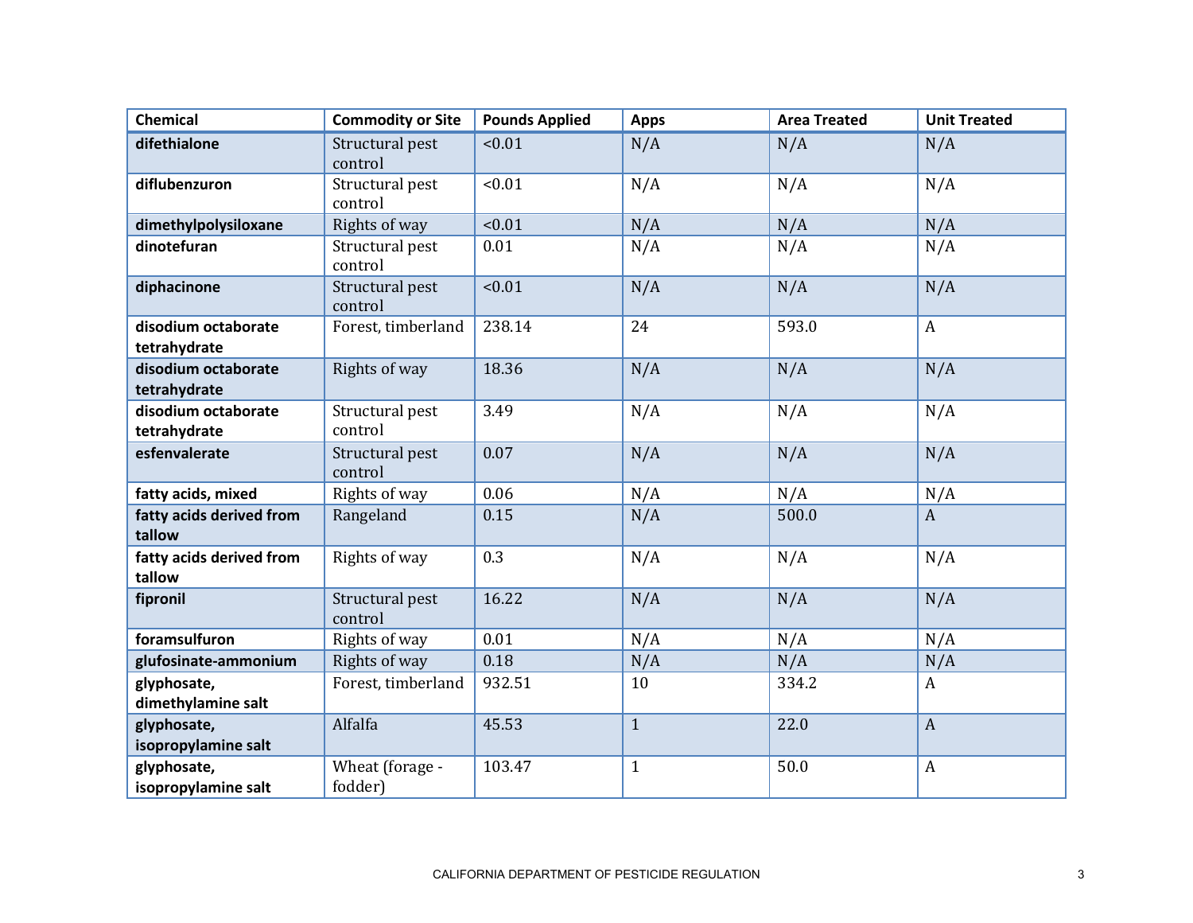| Chemical | Commodity or Site | Pounds Applied | Apps | Area Treated | Unit Treated |
|---|---|---|---|---|---|
| **difethialone** | Structural pest control | <0.01 | N/A | N/A | N/A |
| **diflubenzuron** | Structural pest control | <0.01 | N/A | N/A | N/A |
| **dimethylpolysiloxane** | Rights of way | <0.01 | N/A | N/A | N/A |
| **dinotefuran** | Structural pest control | 0.01 | N/A | N/A | N/A |
| **diphacinone** | Structural pest control | <0.01 | N/A | N/A | N/A |
| **disodium octaborate tetrahydrate** | Forest, timberland | 238.14 | 24 | 593.0 | A |
| **disodium octaborate tetrahydrate** | Rights of way | 18.36 | N/A | N/A | N/A |
| **disodium octaborate tetrahydrate** | Structural pest control | 3.49 | N/A | N/A | N/A |
| **esfenvalerate** | Structural pest control | 0.07 | N/A | N/A | N/A |
| **fatty acids, mixed** | Rights of way | 0.06 | N/A | N/A | N/A |
| **fatty acids derived from tallow** | Rangeland | 0.15 | N/A | 500.0 | A |
| **fatty acids derived from tallow** | Rights of way | 0.3 | N/A | N/A | N/A |
| **fipronil** | Structural pest control | 16.22 | N/A | N/A | N/A |
| **foramsulfuron** | Rights of way | 0.01 | N/A | N/A | N/A |
| **glufosinate-ammonium** | Rights of way | 0.18 | N/A | N/A | N/A |
| **glyphosate, dimethylamine salt** | Forest, timberland | 932.51 | 10 | 334.2 | A |
| **glyphosate, isopropylamine salt** | Alfalfa | 45.53 | 1 | 22.0 | A |
| **glyphosate, isopropylamine salt** | Wheat (forage - fodder) | 103.47 | 1 | 50.0 | A |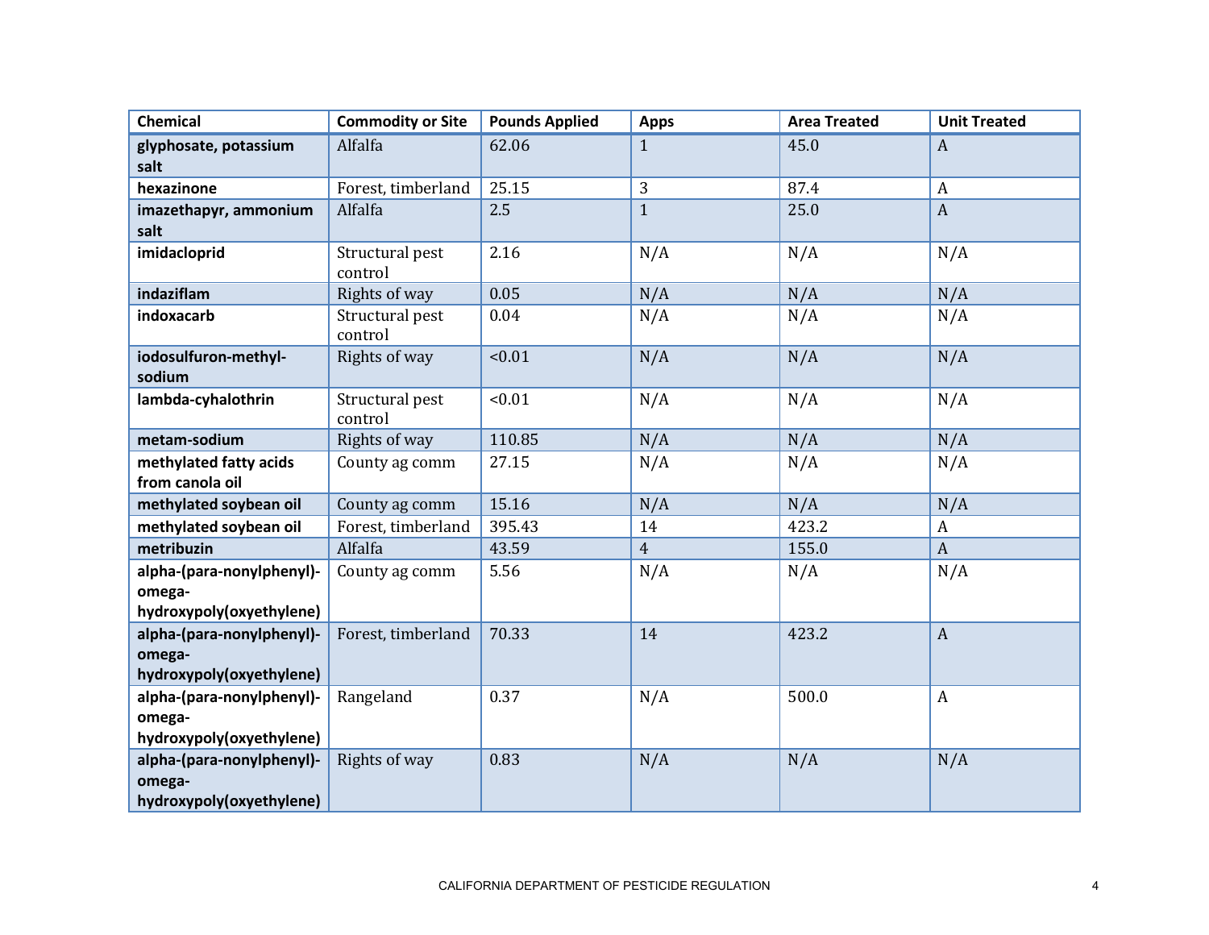| Chemical | Commodity or Site | Pounds Applied | Apps | Area Treated | Unit Treated |
|---|---|---|---|---|---|
| **glyphosate, potassium salt** | Alfalfa | 62.06 | 1 | 45.0 | A |
| **hexazinone** | Forest, timberland | 25.15 | 3 | 87.4 | A |
| **imazethapyr, ammonium salt** | Alfalfa | 2.5 | 1 | 25.0 | A |
| **imidacloprid** | Structural pest control | 2.16 | N/A | N/A | N/A |
| **indaziflam** | Rights of way | 0.05 | N/A | N/A | N/A |
| **indoxacarb** | Structural pest control | 0.04 | N/A | N/A | N/A |
| **iodosulfuron-methyl-sodium** | Rights of way | <0.01 | N/A | N/A | N/A |
| **lambda-cyhalothrin** | Structural pest control | <0.01 | N/A | N/A | N/A |
| **metam-sodium** | Rights of way | 110.85 | N/A | N/A | N/A |
| **methylated fatty acids from canola oil** | County ag comm | 27.15 | N/A | N/A | N/A |
| **methylated soybean oil** | County ag comm | 15.16 | N/A | N/A | N/A |
| **methylated soybean oil** | Forest, timberland | 395.43 | 14 | 423.2 | A |
| **metribuzin** | Alfalfa | 43.59 | 4 | 155.0 | A |
| **alpha-(para-nonylphenyl)-omega-hydroxypoly(oxyethylene)** | County ag comm | 5.56 | N/A | N/A | N/A |
| **alpha-(para-nonylphenyl)-omega-hydroxypoly(oxyethylene)** | Forest, timberland | 70.33 | 14 | 423.2 | A |
| **alpha-(para-nonylphenyl)-omega-hydroxypoly(oxyethylene)** | Rangeland | 0.37 | N/A | 500.0 | A |
| **alpha-(para-nonylphenyl)-omega-hydroxypoly(oxyethylene)** | Rights of way | 0.83 | N/A | N/A | N/A |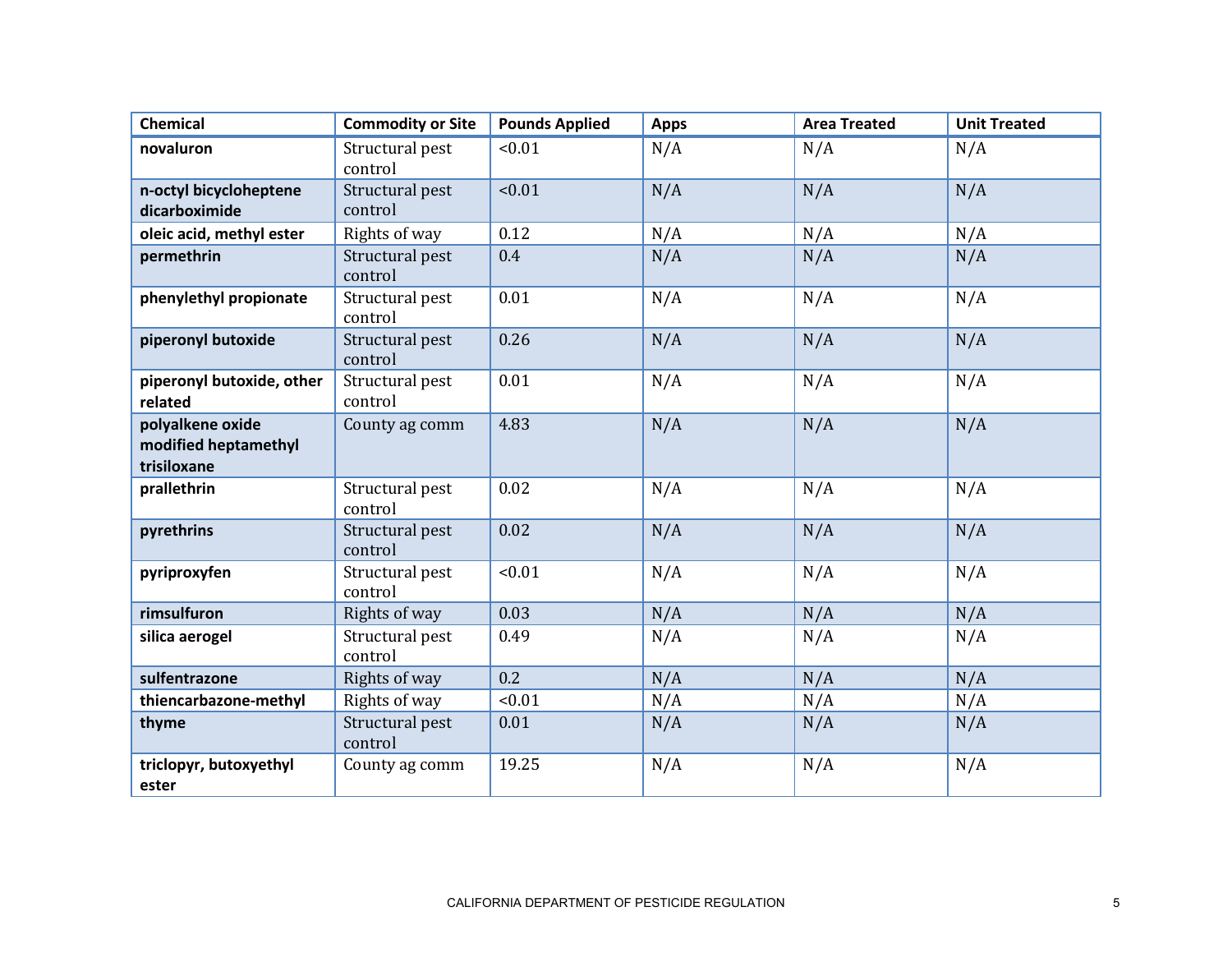| Chemical | Commodity or Site | Pounds Applied | Apps | Area Treated | Unit Treated |
| --- | --- | --- | --- | --- | --- |
| **novaluron** | Structural pest control | <0.01 | N/A | N/A | N/A |
| **n-octyl bicycloheptene dicarboximide** | Structural pest control | <0.01 | N/A | N/A | N/A |
| **oleic acid, methyl ester** | Rights of way | 0.12 | N/A | N/A | N/A |
| **permethrin** | Structural pest control | 0.4 | N/A | N/A | N/A |
| **phenylethyl propionate** | Structural pest control | 0.01 | N/A | N/A | N/A |
| **piperonyl butoxide** | Structural pest control | 0.26 | N/A | N/A | N/A |
| **piperonyl butoxide, other related** | Structural pest control | 0.01 | N/A | N/A | N/A |
| **polyalkene oxide modified heptamethyl trisiloxane** | County ag comm | 4.83 | N/A | N/A | N/A |
| **prallethrin** | Structural pest control | 0.02 | N/A | N/A | N/A |
| **pyrethrins** | Structural pest control | 0.02 | N/A | N/A | N/A |
| **pyriproxyfen** | Structural pest control | <0.01 | N/A | N/A | N/A |
| **rimsulfuron** | Rights of way | 0.03 | N/A | N/A | N/A |
| **silica aerogel** | Structural pest control | 0.49 | N/A | N/A | N/A |
| **sulfentrazone** | Rights of way | 0.2 | N/A | N/A | N/A |
| **thiencarbazone-methyl** | Rights of way | <0.01 | N/A | N/A | N/A |
| **thyme** | Structural pest control | 0.01 | N/A | N/A | N/A |
| **triclopyr, butoxyethyl ester** | County ag comm | 19.25 | N/A | N/A | N/A |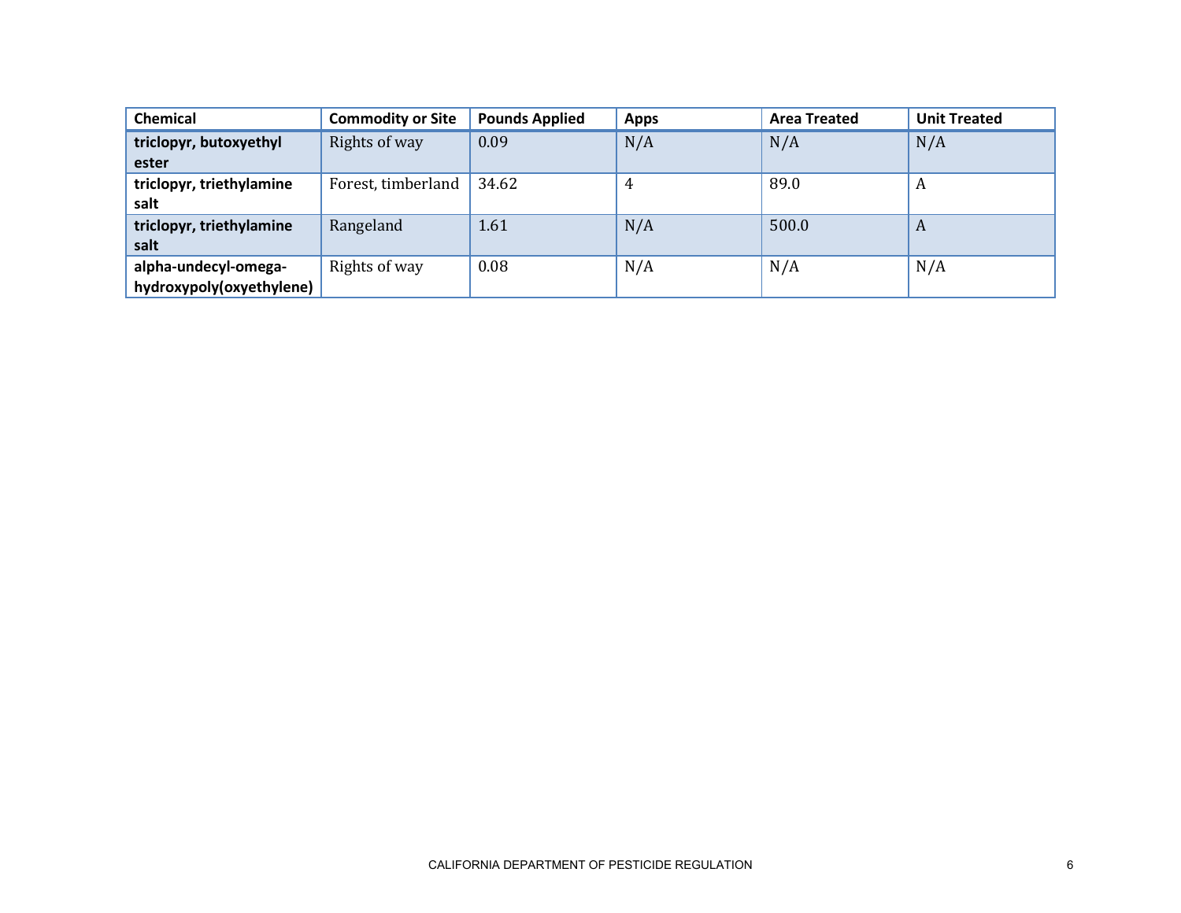| Chemical | Commodity or Site | Pounds Applied | Apps | Area Treated | Unit Treated |
| --- | --- | --- | --- | --- | --- |
| **triclopyr, butoxyethyl ester** | Rights of way | 0.09 | N/A | N/A | N/A |
| **triclopyr, triethylamine salt** | Forest, timberland | 34.62 | 4 | 89.0 | A |
| **triclopyr, triethylamine salt** | Rangeland | 1.61 | N/A | 500.0 | A |
| **alpha-undecyl-omega-hydroxypoly(oxyethylene)** | Rights of way | 0.08 | N/A | N/A | N/A |